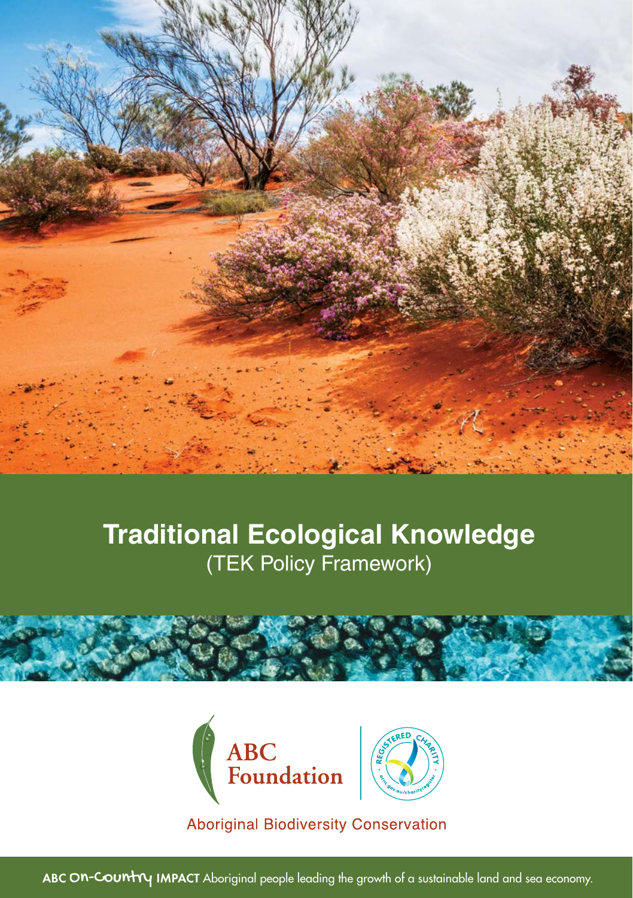# Traditional Ecological Knowledge

(TEK Policy Framework)

ABC Foundation

Aboriginal Biodiversity Conservation

**ABC On-Country IMPACT** Aboriginal people leading the growth of a sustainable land and sea economy.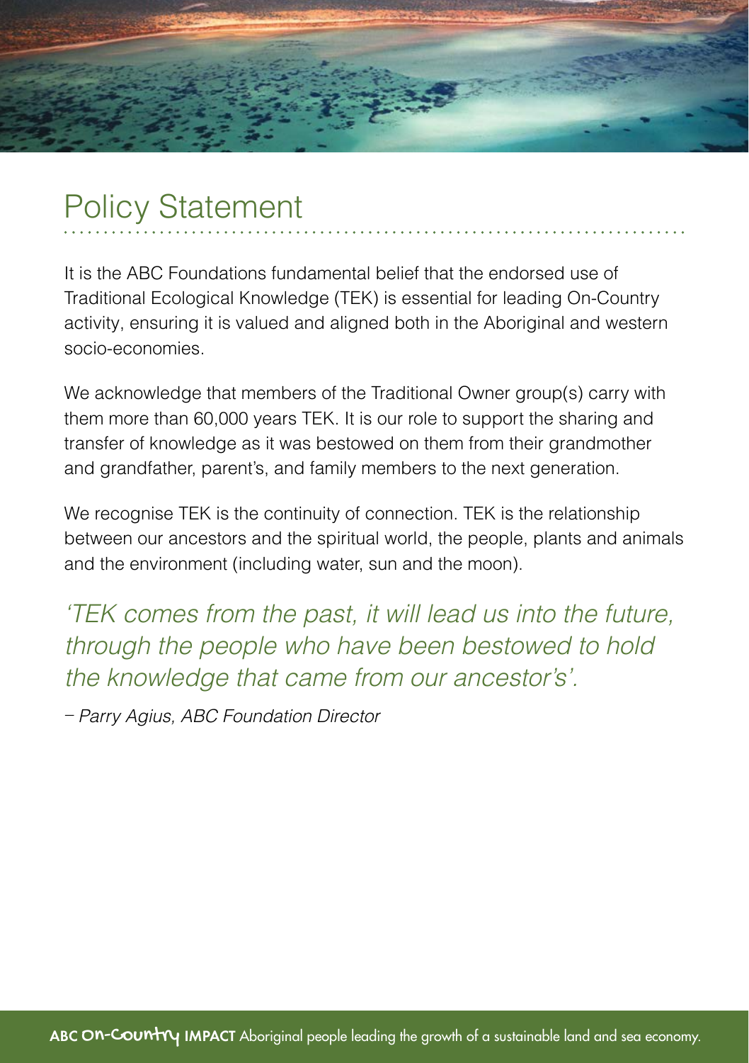# Policy Statement

It is the ABC Foundations fundamental belief that the endorsed use of Traditional Ecological Knowledge (TEK) is essential for leading On-Country activity, ensuring it is valued and aligned both in the Aboriginal and western socio-economies.

We acknowledge that members of the Traditional Owner group(s) carry with them more than 60,000 years TEK. It is our role to support the sharing and transfer of knowledge as it was bestowed on them from their grandmother and grandfather, parent's, and family members to the next generation.

We recognise TEK is the continuity of connection. TEK is the relationship between our ancestors and the spiritual world, the people, plants and animals and the environment (including water, sun and the moon).

*'TEK comes from the past, it will lead us into the future, through the people who have been bestowed to hold the knowledge that came from our ancestor's'.*

*– Parry Agius, ABC Foundation Director*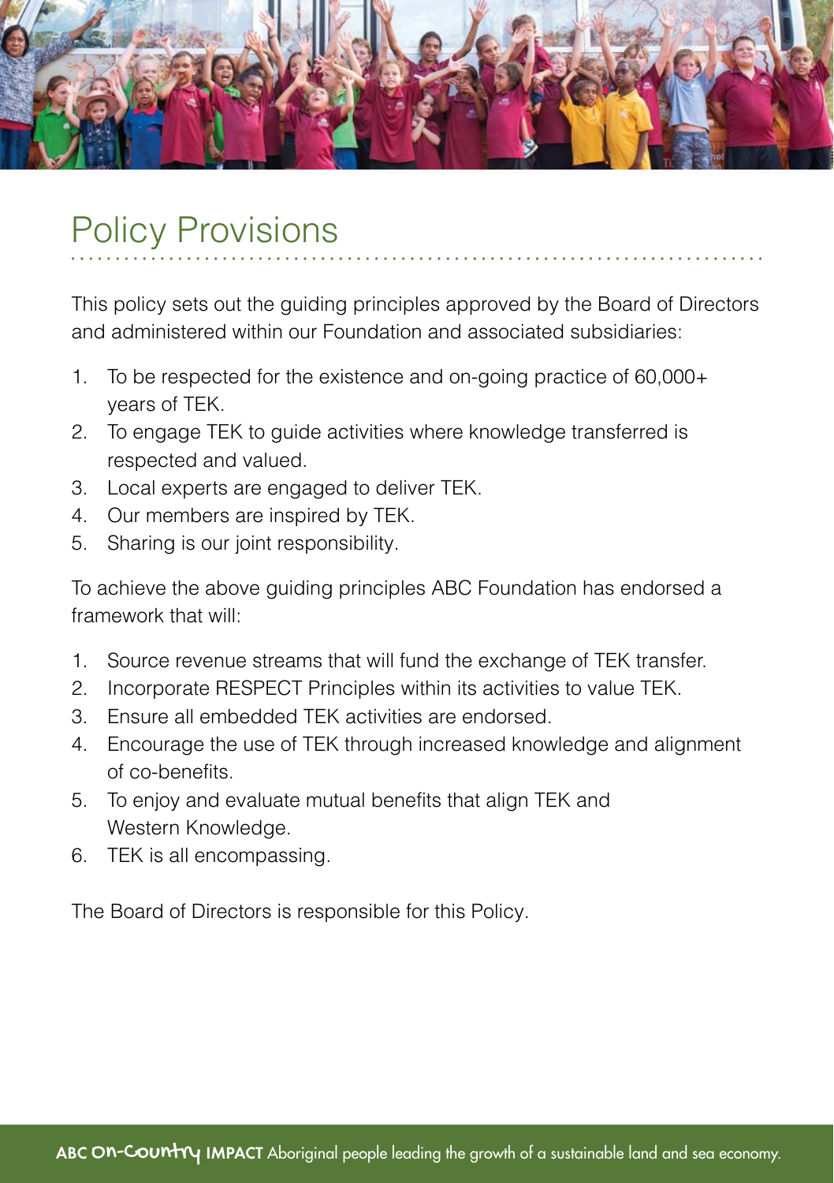# Policy Provisions

This policy sets out the guiding principles approved by the Board of Directors and administered within our Foundation and associated subsidiaries:

1. To be respected for the existence and on-going practice of 60,000+ years of TEK.
2. To engage TEK to guide activities where knowledge transferred is respected and valued.
3. Local experts are engaged to deliver TEK.
4. Our members are inspired by TEK.
5. Sharing is our joint responsibility.

To achieve the above guiding principles ABC Foundation has endorsed a framework that will:

1. Source revenue streams that will fund the exchange of TEK transfer.
2. Incorporate RESPECT Principles within its activities to value TEK.
3. Ensure all embedded TEK activities are endorsed.
4. Encourage the use of TEK through increased knowledge and alignment of co-benefits.
5. To enjoy and evaluate mutual benefits that align TEK and Western Knowledge.
6. TEK is all encompassing.

The Board of Directors is responsible for this Policy.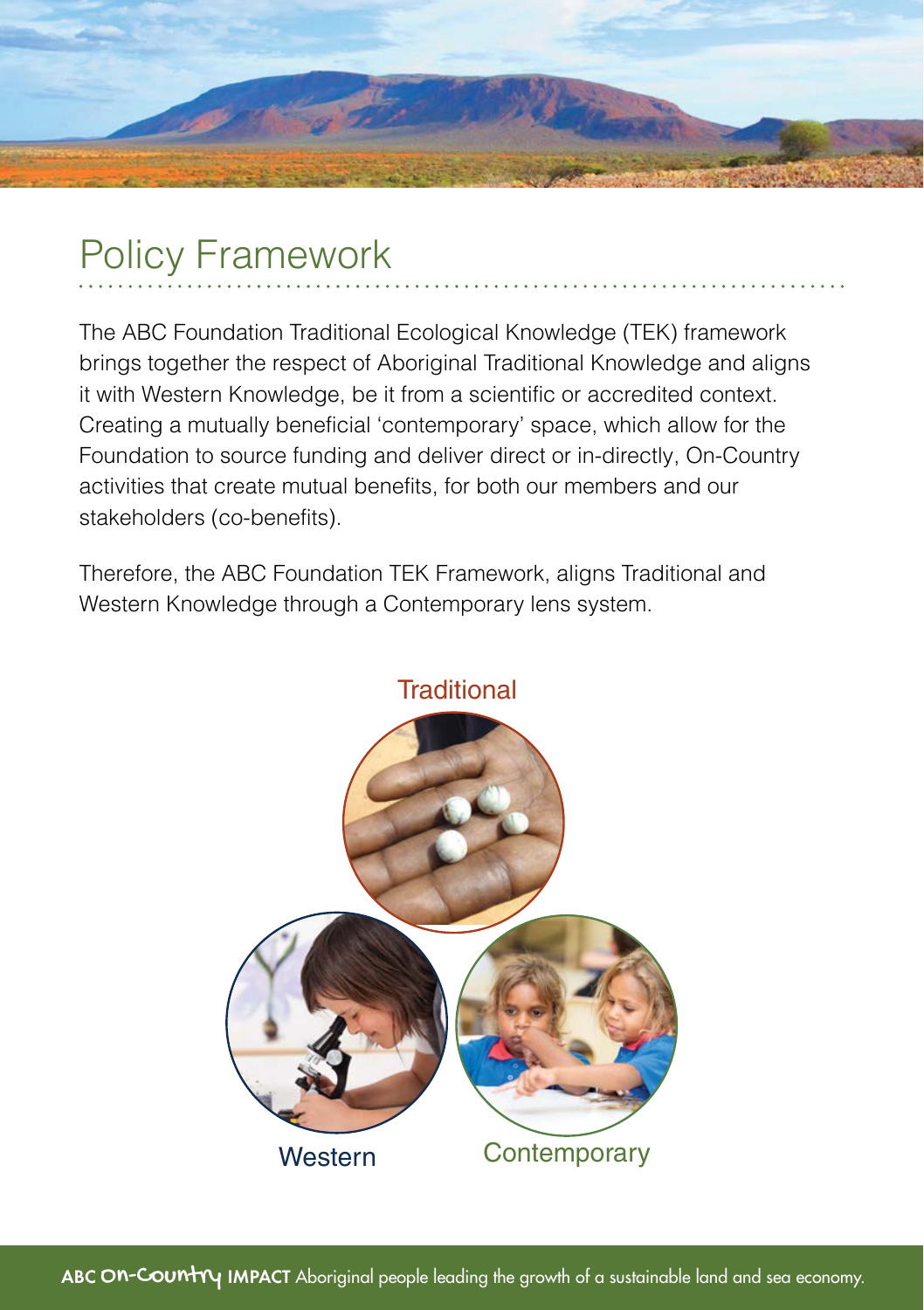# Policy Framework

The ABC Foundation Traditional Ecological Knowledge (TEK) framework brings together the respect of Aboriginal Traditional Knowledge and aligns it with Western Knowledge, be it from a scientific or accredited context. Creating a mutually beneficial 'contemporary' space, which allow for the Foundation to source funding and deliver direct or in-directly, On-Country activities that create mutual benefits, for both our members and our stakeholders (co-benefits).

Therefore, the ABC Foundation TEK Framework, aligns Traditional and Western Knowledge through a Contemporary lens system.

Traditional

Western

Contemporary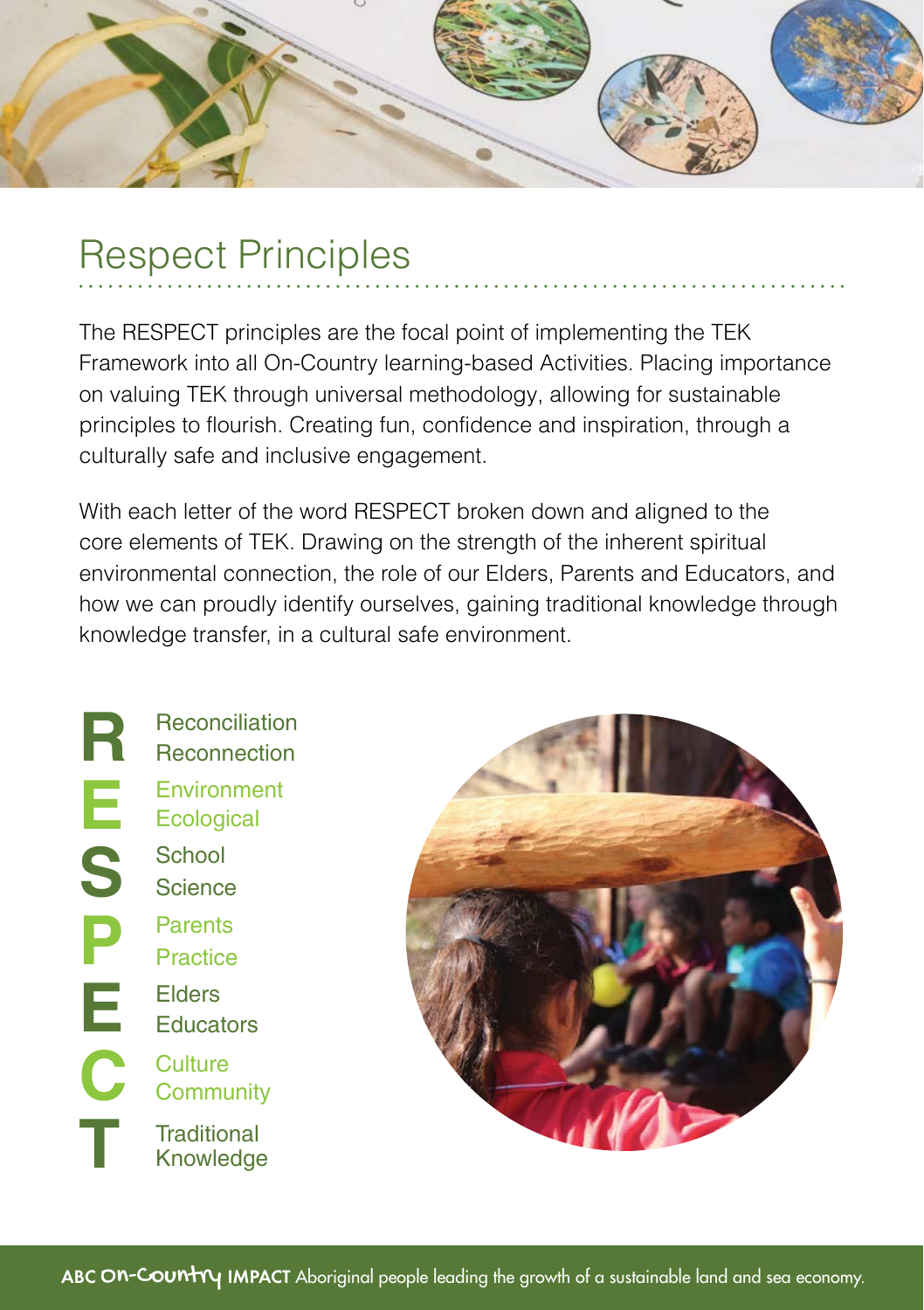# Respect Principles

The RESPECT principles are the focal point of implementing the TEK Framework into all On-Country learning-based Activities. Placing importance on valuing TEK through universal methodology, allowing for sustainable principles to flourish. Creating fun, confidence and inspiration, through a culturally safe and inclusive engagement.

With each letter of the word RESPECT broken down and aligned to the core elements of TEK. Drawing on the strength of the inherent spiritual environmental connection, the role of our Elders, Parents and Educators, and how we can proudly identify ourselves, gaining traditional knowledge through knowledge transfer, in a cultural safe environment.

- **R** – Reconciliation, Reconnection
- **E** – Environment, Ecological
- **S** – School, Science
- **P** – Parents, Practice
- **E** – Elders, Educators
- **C** – Culture, Community
- **T** – Traditional Knowledge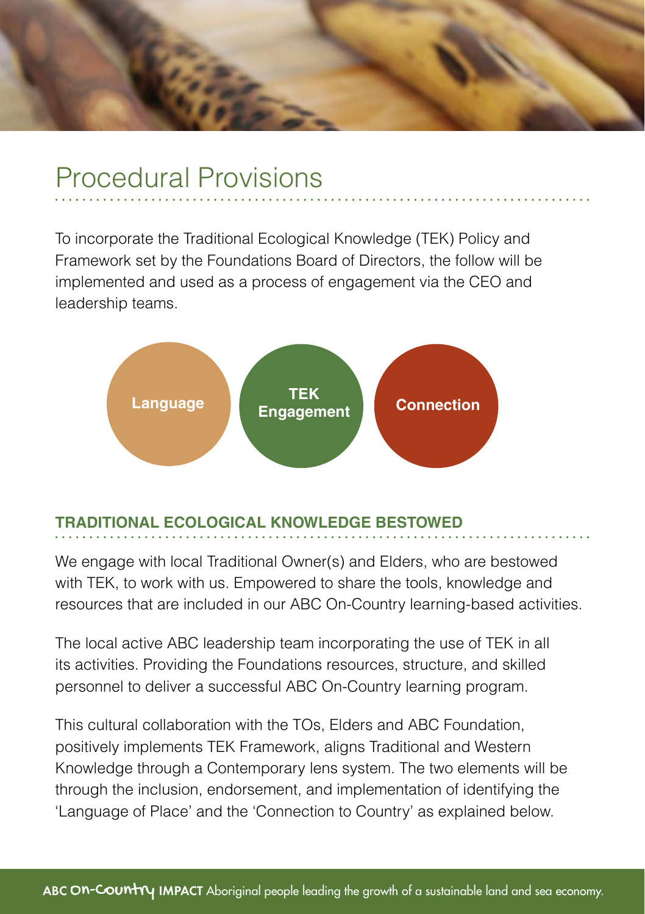# Procedural Provisions

To incorporate the Traditional Ecological Knowledge (TEK) Policy and Framework set by the Foundations Board of Directors, the follow will be implemented and used as a process of engagement via the CEO and leadership teams.

**Language** | **TEK Engagement** | **Connection**

## TRADITIONAL ECOLOGICAL KNOWLEDGE BESTOWED

We engage with local Traditional Owner(s) and Elders, who are bestowed with TEK, to work with us. Empowered to share the tools, knowledge and resources that are included in our ABC On-Country learning-based activities.

The local active ABC leadership team incorporating the use of TEK in all its activities. Providing the Foundations resources, structure, and skilled personnel to deliver a successful ABC On-Country learning program.

This cultural collaboration with the TOs, Elders and ABC Foundation, positively implements TEK Framework, aligns Traditional and Western Knowledge through a Contemporary lens system. The two elements will be through the inclusion, endorsement, and implementation of identifying the 'Language of Place' and the 'Connection to Country' as explained below.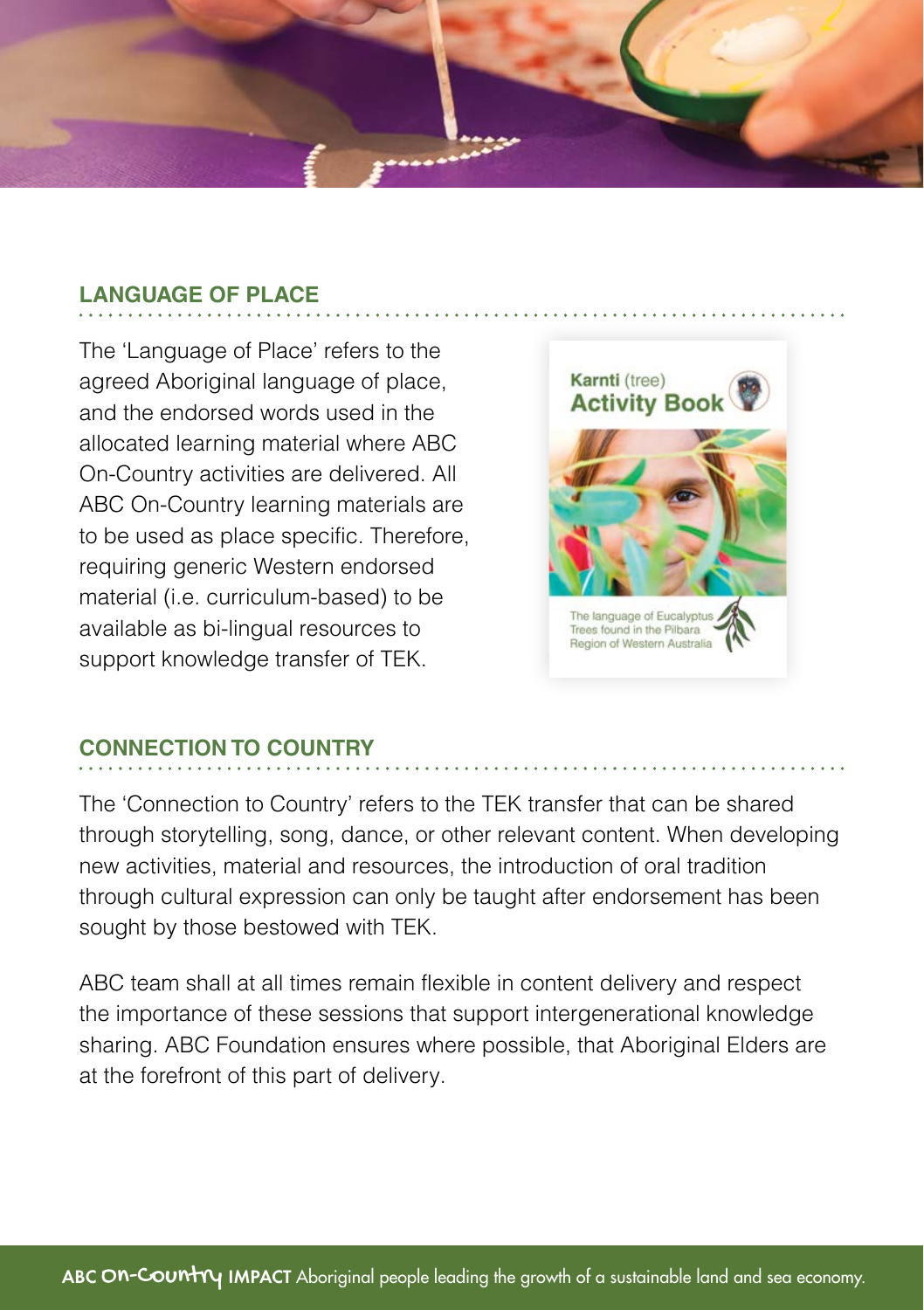## LANGUAGE OF PLACE

The 'Language of Place' refers to the agreed Aboriginal language of place, and the endorsed words used in the allocated learning material where ABC On-Country activities are delivered. All ABC On-Country learning materials are to be used as place specific. Therefore, requiring generic Western endorsed material (i.e. curriculum-based) to be available as bi-lingual resources to support knowledge transfer of TEK.

**Karnti** (tree)
**Activity Book**

The language of Eucalyptus Trees found in the Pilbara Region of Western Australia

## CONNECTION TO COUNTRY

The 'Connection to Country' refers to the TEK transfer that can be shared through storytelling, song, dance, or other relevant content. When developing new activities, material and resources, the introduction of oral tradition through cultural expression can only be taught after endorsement has been sought by those bestowed with TEK.

ABC team shall at all times remain flexible in content delivery and respect the importance of these sessions that support intergenerational knowledge sharing. ABC Foundation ensures where possible, that Aboriginal Elders are at the forefront of this part of delivery.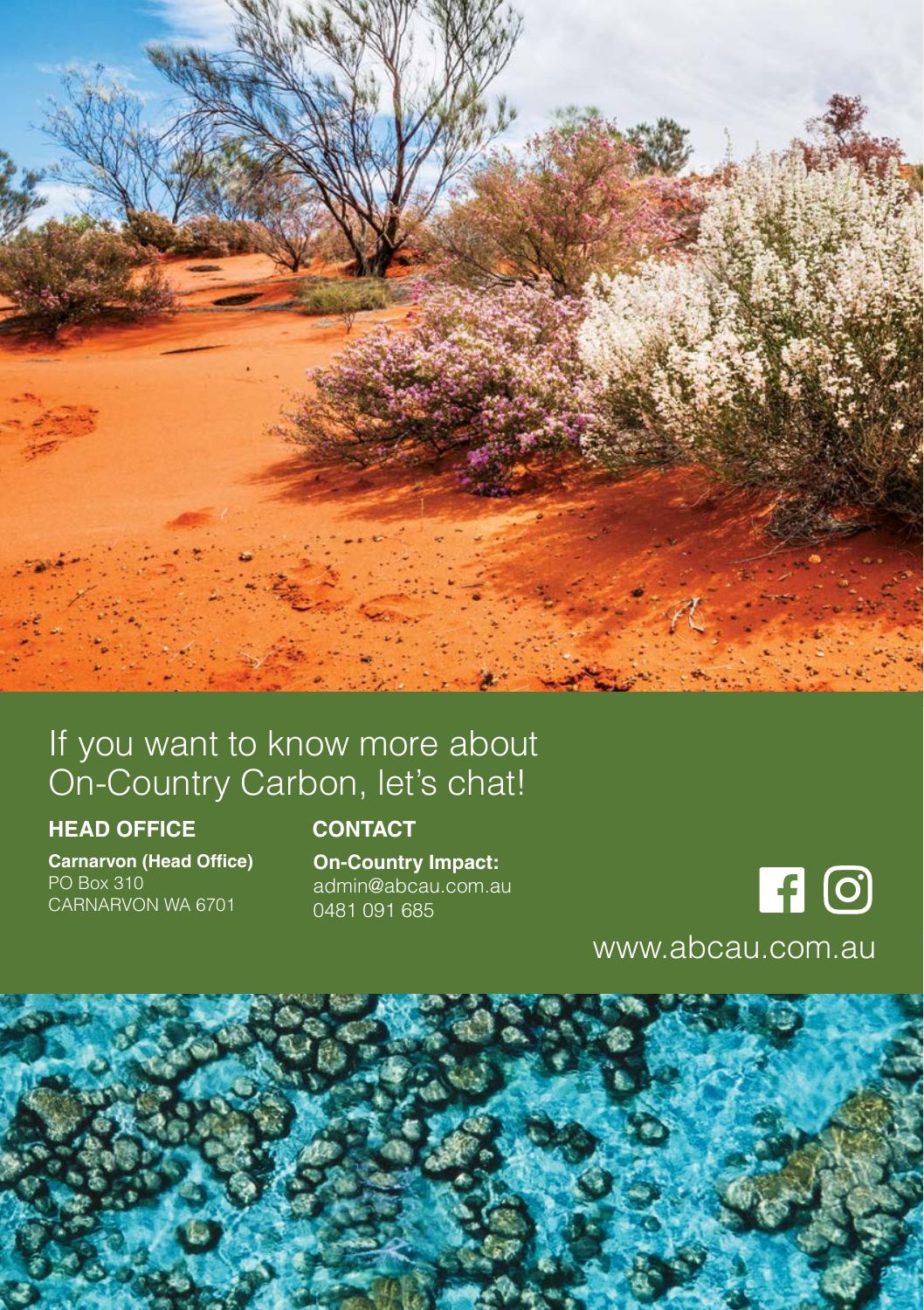# If you want to know more about On-Country Carbon, let's chat!

## HEAD OFFICE

**Carnarvon (Head Office)**
PO Box 310
CARNARVON WA 6701

## CONTACT

**On-Country Impact:**
admin@abcau.com.au
0481 091 685

www.abcau.com.au